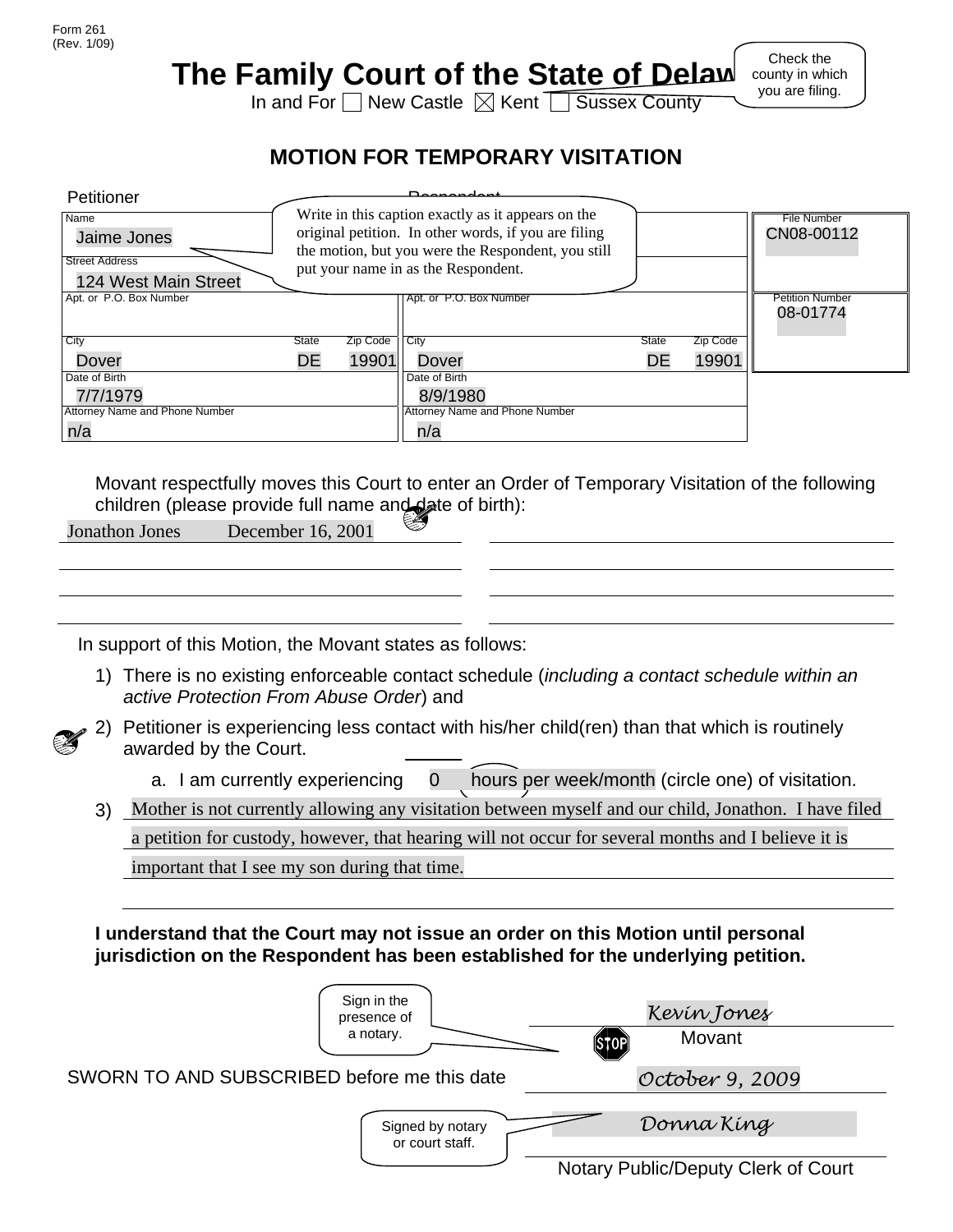Form 261
(Rev. 1/09)

# The Family Court of the State of Delaware

In and For ☐ New Castle ☒ Kent ☐ Sussex County

Check the county in which you are filing.

## MOTION FOR TEMPORARY VISITATION

Write in this caption exactly as it appears on the original petition. In other words, if you are filing the motion, but you were the Respondent, you still put your name in as the Respondent.

| Petitioner | | | Respondent | | | |
|---|---|---|---|---|---|---|
| Name: Jaime Jones | | | Name: | | | File Number: CN08-00112 |
| Street Address: 124 West Main Street | | | Street Address: | | | |
| Apt. or P.O. Box Number: | | | Apt. or P.O. Box Number: | | | Petition Number: 08-01774 |
| City: Dover | State: DE | Zip Code: 19901 | City: Dover | State: DE | Zip Code: 19901 | |
| Date of Birth: 7/7/1979 | | | Date of Birth: 8/9/1980 | | | |
| Attorney Name and Phone Number: n/a | | | Attorney Name and Phone Number: n/a | | | |

Movant respectfully moves this Court to enter an Order of Temporary Visitation of the following children (please provide full name and date of birth):

Jonathon Jones December 16, 2001

In support of this Motion, the Movant states as follows:

1) There is no existing enforceable contact schedule (*including a contact schedule within an active Protection From Abuse Order*) and
2) Petitioner is experiencing less contact with his/her child(ren) than that which is routinely awarded by the Court.
   a. I am currently experiencing 0 hours per week/month (circle one) of visitation.
3) Mother is not currently allowing any visitation between myself and our child, Jonathon. I have filed a petition for custody, however, that hearing will not occur for several months and I believe it is important that I see my son during that time.

**I understand that the Court may not issue an order on this Motion until personal jurisdiction on the Respondent has been established for the underlying petition.**

Sign in the presence of a notary.

Kevin Jones
Movant

SWORN TO AND SUBSCRIBED before me this date October 9, 2009

Signed by notary or court staff.

Donna King
Notary Public/Deputy Clerk of Court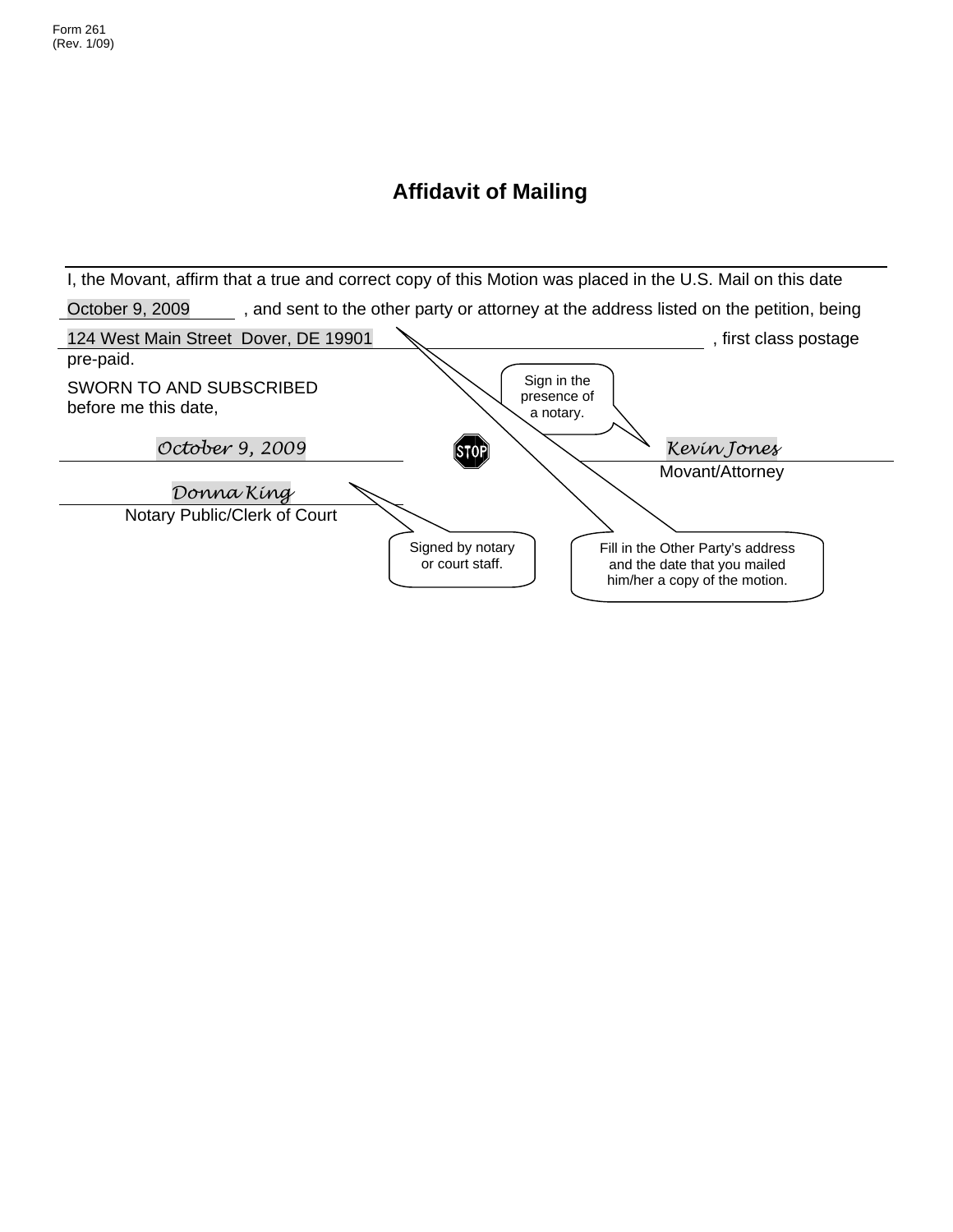Form 261
(Rev. 1/09)

# Affidavit of Mailing

I, the Movant, affirm that a true and correct copy of this Motion was placed in the U.S. Mail on this date October 9, 2009, and sent to the other party or attorney at the address listed on the petition, being 124 West Main Street Dover, DE 19901, first class postage pre-paid.

SWORN TO AND SUBSCRIBED
before me this date,

*October 9, 2009*

*Kevin Jones*
Movant/Attorney

*Donna King*
Notary Public/Clerk of Court

Sign in the presence of a notary.

Signed by notary or court staff.

Fill in the Other Party's address and the date that you mailed him/her a copy of the motion.